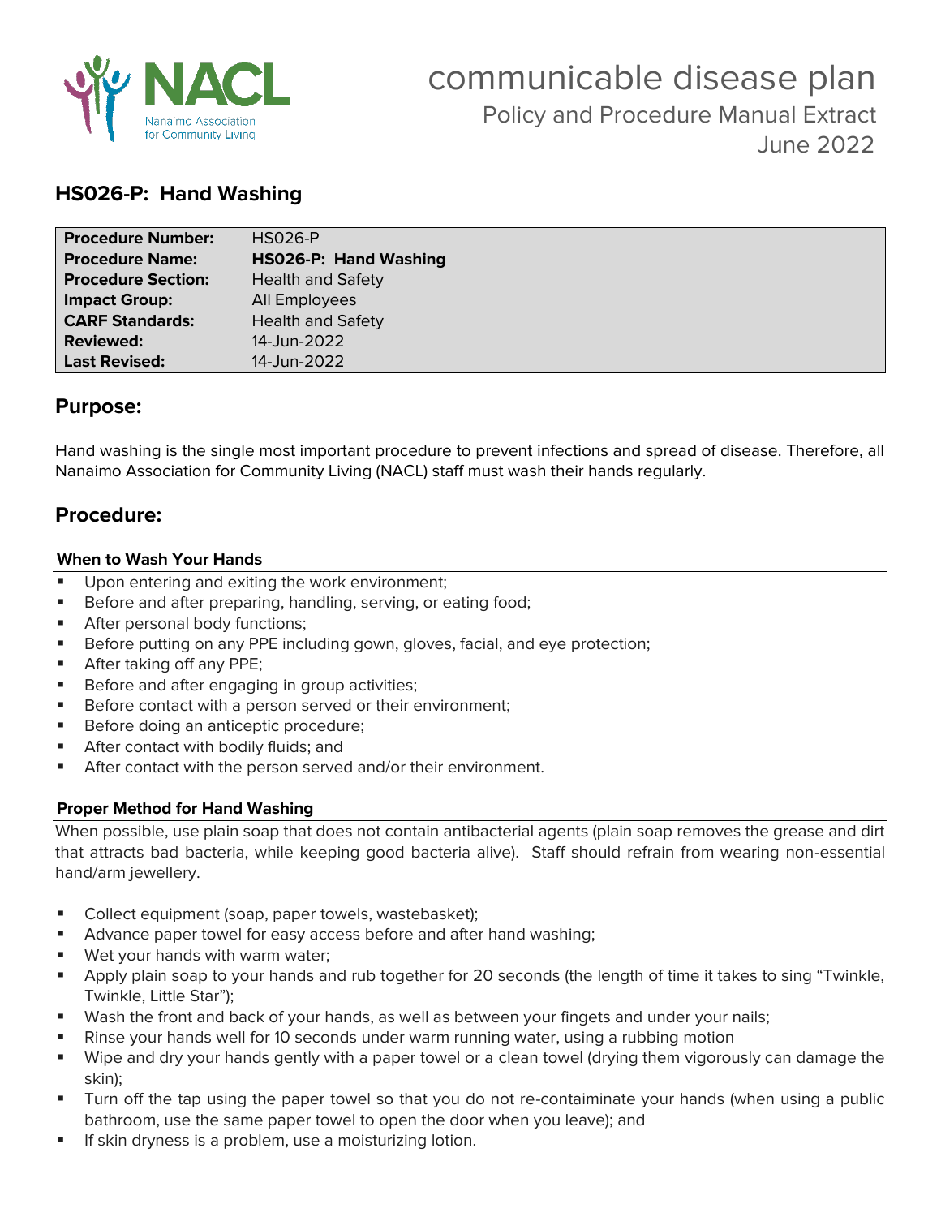# communicable disease plan

Policy and Procedure Manual Extract
June 2022

## HS026-P: Hand Washing

| | |
|---|---|
| **Procedure Number:** | HS026-P |
| **Procedure Name:** | **HS026-P: Hand Washing** |
| **Procedure Section:** | Health and Safety |
| **Impact Group:** | All Employees |
| **CARF Standards:** | Health and Safety |
| **Reviewed:** | 14-Jun-2022 |
| **Last Revised:** | 14-Jun-2022 |

## Purpose:

Hand washing is the single most important procedure to prevent infections and spread of disease. Therefore, all Nanaimo Association for Community Living (NACL) staff must wash their hands regularly.

## Procedure:

#### When to Wash Your Hands

- Upon entering and exiting the work environment;
- Before and after preparing, handling, serving, or eating food;
- After personal body functions;
- Before putting on any PPE including gown, gloves, facial, and eye protection;
- After taking off any PPE;
- Before and after engaging in group activities;
- Before contact with a person served or their environment;
- Before doing an anticeptic procedure;
- After contact with bodily fluids; and
- After contact with the person served and/or their environment.

#### Proper Method for Hand Washing

When possible, use plain soap that does not contain antibacterial agents (plain soap removes the grease and dirt that attracts bad bacteria, while keeping good bacteria alive). Staff should refrain from wearing non-essential hand/arm jewellery.

- Collect equipment (soap, paper towels, wastebasket);
- Advance paper towel for easy access before and after hand washing;
- Wet your hands with warm water;
- Apply plain soap to your hands and rub together for 20 seconds (the length of time it takes to sing "Twinkle, Twinkle, Little Star");
- Wash the front and back of your hands, as well as between your fingets and under your nails;
- Rinse your hands well for 10 seconds under warm running water, using a rubbing motion
- Wipe and dry your hands gently with a paper towel or a clean towel (drying them vigorously can damage the skin);
- Turn off the tap using the paper towel so that you do not re-contaiminate your hands (when using a public bathroom, use the same paper towel to open the door when you leave); and
- If skin dryness is a problem, use a moisturizing lotion.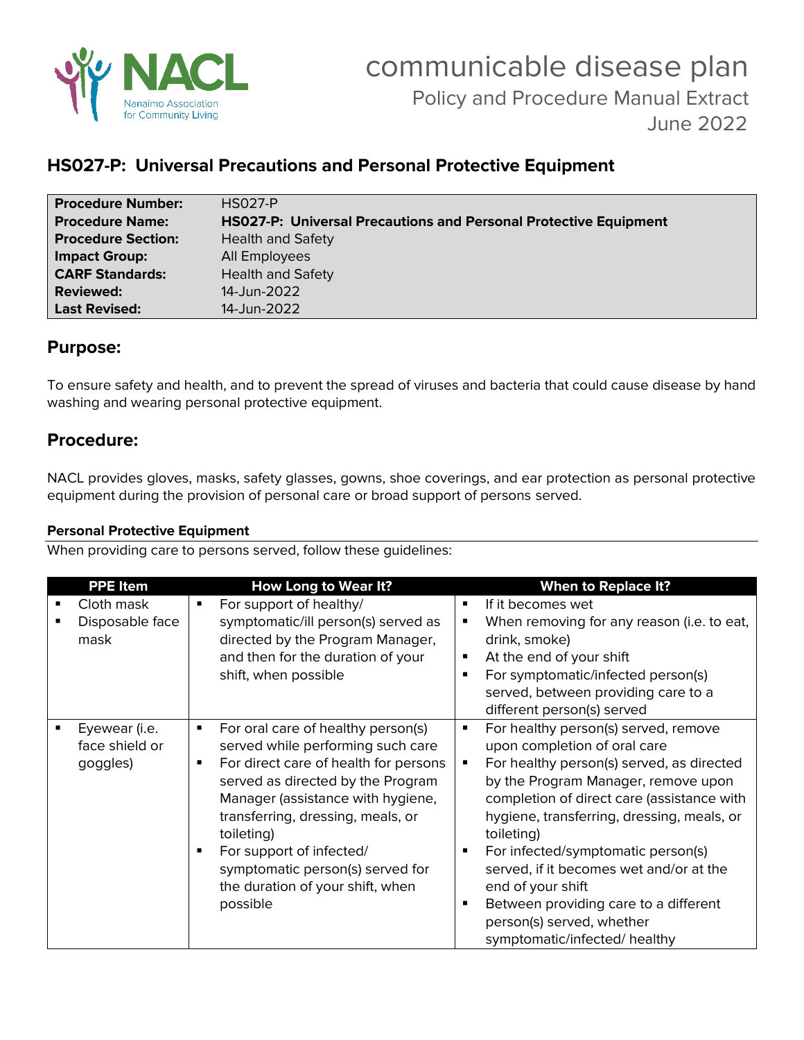# communicable disease plan

Policy and Procedure Manual Extract
June 2022

## HS027-P: Universal Precautions and Personal Protective Equipment

| | |
|---|---|
| **Procedure Number:** | HS027-P |
| **Procedure Name:** | **HS027-P: Universal Precautions and Personal Protective Equipment** |
| **Procedure Section:** | Health and Safety |
| **Impact Group:** | All Employees |
| **CARF Standards:** | Health and Safety |
| **Reviewed:** | 14-Jun-2022 |
| **Last Revised:** | 14-Jun-2022 |

## Purpose:

To ensure safety and health, and to prevent the spread of viruses and bacteria that could cause disease by hand washing and wearing personal protective equipment.

## Procedure:

NACL provides gloves, masks, safety glasses, gowns, shoe coverings, and ear protection as personal protective equipment during the provision of personal care or broad support of persons served.

### Personal Protective Equipment

When providing care to persons served, follow these guidelines:

| PPE Item | How Long to Wear It? | When to Replace It? |
|---|---|---|
| ▪ Cloth mask<br>▪ Disposable face mask | ▪ For support of healthy/ symptomatic/ill person(s) served as directed by the Program Manager, and then for the duration of your shift, when possible | ▪ If it becomes wet<br>▪ When removing for any reason (i.e. to eat, drink, smoke)<br>▪ At the end of your shift<br>▪ For symptomatic/infected person(s) served, between providing care to a different person(s) served |
| ▪ Eyewear (i.e. face shield or goggles) | ▪ For oral care of healthy person(s) served while performing such care<br>▪ For direct care of health for persons served as directed by the Program Manager (assistance with hygiene, transferring, dressing, meals, or toileting)<br>▪ For support of infected/ symptomatic person(s) served for the duration of your shift, when possible | ▪ For healthy person(s) served, remove upon completion of oral care<br>▪ For healthy person(s) served, as directed by the Program Manager, remove upon completion of direct care (assistance with hygiene, transferring, dressing, meals, or toileting)<br>▪ For infected/symptomatic person(s) served, if it becomes wet and/or at the end of your shift<br>▪ Between providing care to a different person(s) served, whether symptomatic/infected/ healthy |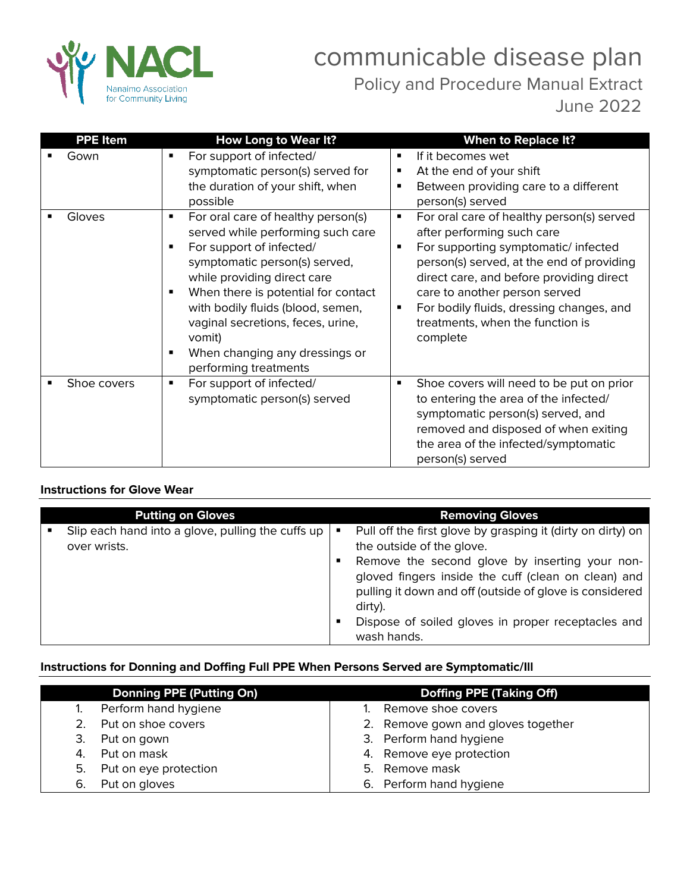| PPE Item | How Long to Wear It? | When to Replace It? |
|---|---|---|
| ▪ Gown | ▪ For support of infected/ symptomatic person(s) served for the duration of your shift, when possible | ▪ If it becomes wet<br>▪ At the end of your shift<br>▪ Between providing care to a different person(s) served |
| ▪ Gloves | ▪ For oral care of healthy person(s) served while performing such care<br>▪ For support of infected/ symptomatic person(s) served, while providing direct care<br>▪ When there is potential for contact with bodily fluids (blood, semen, vaginal secretions, feces, urine, vomit)<br>▪ When changing any dressings or performing treatments | ▪ For oral care of healthy person(s) served after performing such care<br>▪ For supporting symptomatic/ infected person(s) served, at the end of providing direct care, and before providing direct care to another person served<br>▪ For bodily fluids, dressing changes, and treatments, when the function is complete |
| ▪ Shoe covers | ▪ For support of infected/ symptomatic person(s) served | ▪ Shoe covers will need to be put on prior to entering the area of the infected/ symptomatic person(s) served, and removed and disposed of when exiting the area of the infected/symptomatic person(s) served |

**Instructions for Glove Wear**

| Putting on Gloves | Removing Gloves |
|---|---|
| ▪ Slip each hand into a glove, pulling the cuffs up over wrists. | ▪ Pull off the first glove by grasping it (dirty on dirty) on the outside of the glove.<br>▪ Remove the second glove by inserting your non-gloved fingers inside the cuff (clean on clean) and pulling it down and off (outside of glove is considered dirty).<br>▪ Dispose of soiled gloves in proper receptacles and wash hands. |

**Instructions for Donning and Doffing Full PPE When Persons Served are Symptomatic/Ill**

| Donning PPE (Putting On) | Doffing PPE (Taking Off) |
|---|---|
| 1. Perform hand hygiene | 1. Remove shoe covers |
| 2. Put on shoe covers | 2. Remove gown and gloves together |
| 3. Put on gown | 3. Perform hand hygiene |
| 4. Put on mask | 4. Remove eye protection |
| 5. Put on eye protection | 5. Remove mask |
| 6. Put on gloves | 6. Perform hand hygiene |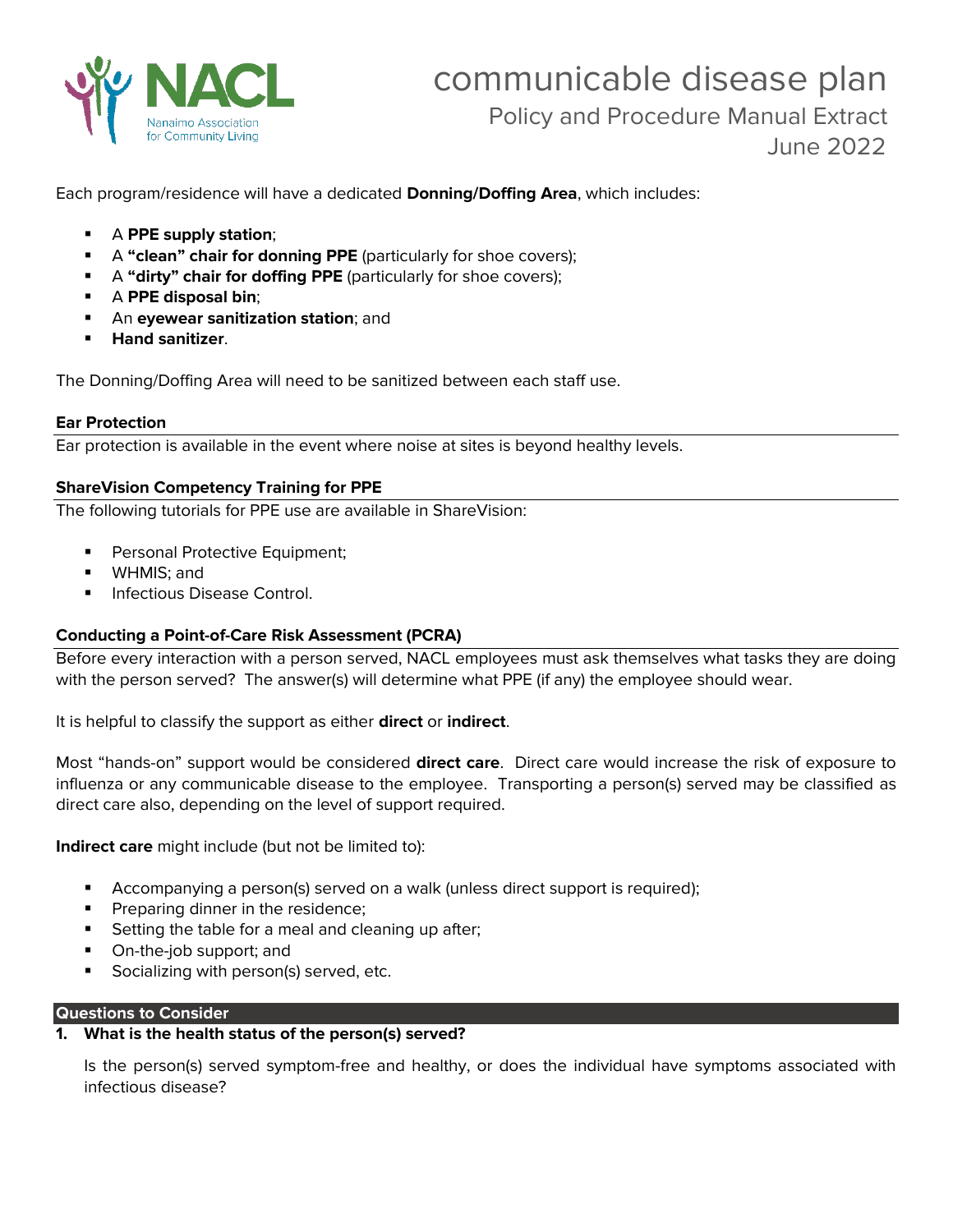Each program/residence will have a dedicated **Donning/Doffing Area**, which includes:

- A **PPE supply station**;
- A **"clean" chair for donning PPE** (particularly for shoe covers);
- A **"dirty" chair for doffing PPE** (particularly for shoe covers);
- A **PPE disposal bin**;
- An **eyewear sanitization station**; and
- **Hand sanitizer**.

The Donning/Doffing Area will need to be sanitized between each staff use.

### Ear Protection

Ear protection is available in the event where noise at sites is beyond healthy levels.

### ShareVision Competency Training for PPE

The following tutorials for PPE use are available in ShareVision:

- Personal Protective Equipment;
- WHMIS; and
- Infectious Disease Control.

### Conducting a Point-of-Care Risk Assessment (PCRA)

Before every interaction with a person served, NACL employees must ask themselves what tasks they are doing with the person served? The answer(s) will determine what PPE (if any) the employee should wear.

It is helpful to classify the support as either **direct** or **indirect**.

Most "hands-on" support would be considered **direct care**. Direct care would increase the risk of exposure to influenza or any communicable disease to the employee. Transporting a person(s) served may be classified as direct care also, depending on the level of support required.

**Indirect care** might include (but not be limited to):

- Accompanying a person(s) served on a walk (unless direct support is required);
- Preparing dinner in the residence;
- Setting the table for a meal and cleaning up after;
- On-the-job support; and
- Socializing with person(s) served, etc.

### Questions to Consider

1. **What is the health status of the person(s) served?**

   Is the person(s) served symptom-free and healthy, or does the individual have symptoms associated with infectious disease?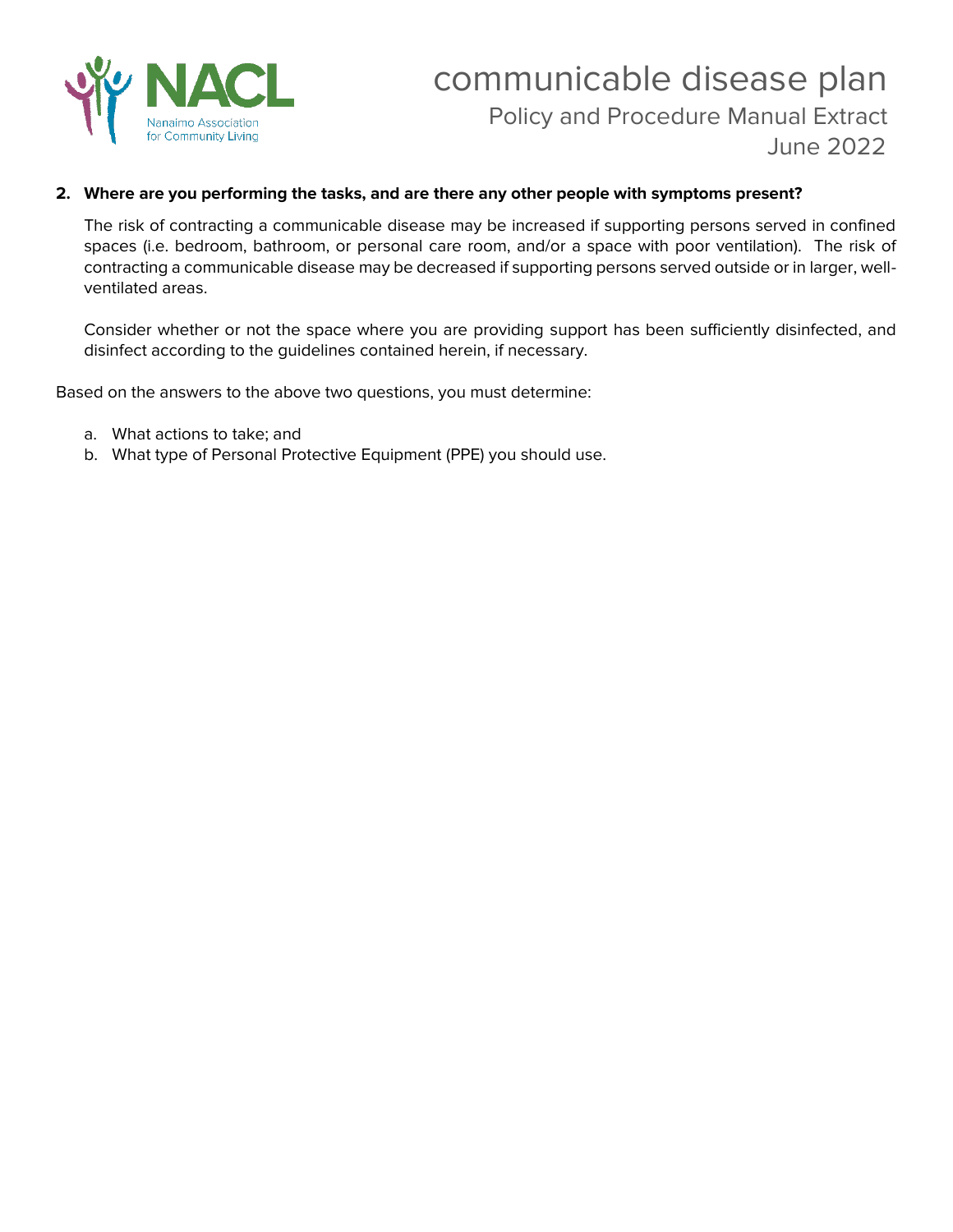**2. Where are you performing the tasks, and are there any other people with symptoms present?**

The risk of contracting a communicable disease may be increased if supporting persons served in confined spaces (i.e. bedroom, bathroom, or personal care room, and/or a space with poor ventilation). The risk of contracting a communicable disease may be decreased if supporting persons served outside or in larger, well-ventilated areas.

Consider whether or not the space where you are providing support has been sufficiently disinfected, and disinfect according to the guidelines contained herein, if necessary.

Based on the answers to the above two questions, you must determine:

a. What actions to take; and
b. What type of Personal Protective Equipment (PPE) you should use.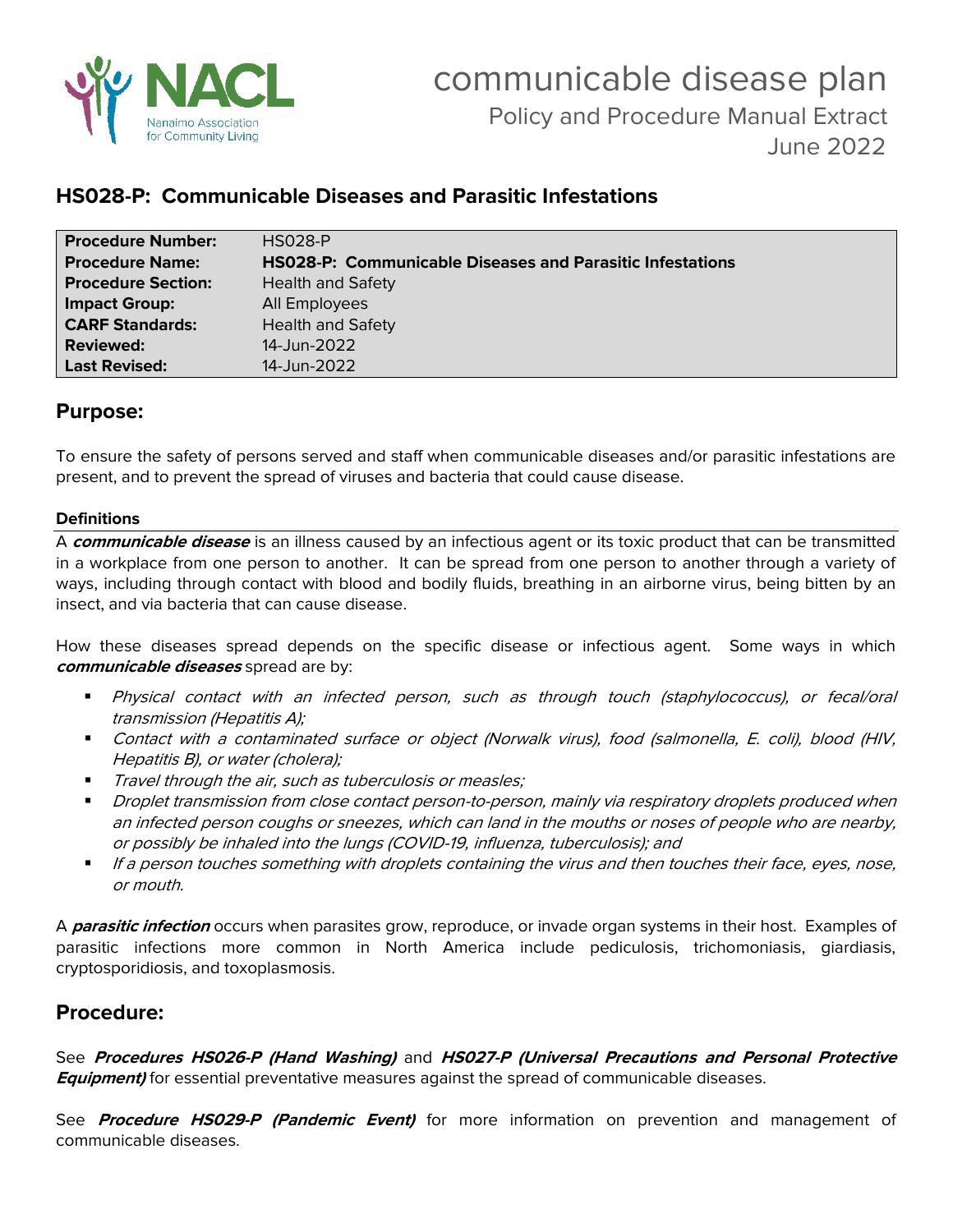# HS028-P: Communicable Diseases and Parasitic Infestations

| **Procedure Number:** | HS028-P |
|---|---|
| **Procedure Name:** | **HS028-P: Communicable Diseases and Parasitic Infestations** |
| **Procedure Section:** | Health and Safety |
| **Impact Group:** | All Employees |
| **CARF Standards:** | Health and Safety |
| **Reviewed:** | 14-Jun-2022 |
| **Last Revised:** | 14-Jun-2022 |

## Purpose:

To ensure the safety of persons served and staff when communicable diseases and/or parasitic infestations are present, and to prevent the spread of viruses and bacteria that could cause disease.

**Definitions**

A ***communicable disease*** is an illness caused by an infectious agent or its toxic product that can be transmitted in a workplace from one person to another. It can be spread from one person to another through a variety of ways, including through contact with blood and bodily fluids, breathing in an airborne virus, being bitten by an insect, and via bacteria that can cause disease.

How these diseases spread depends on the specific disease or infectious agent. Some ways in which ***communicable diseases*** spread are by:

- *Physical contact with an infected person, such as through touch (staphylococcus), or fecal/oral transmission (Hepatitis A);*
- *Contact with a contaminated surface or object (Norwalk virus), food (salmonella, E. coli), blood (HIV, Hepatitis B), or water (cholera);*
- *Travel through the air, such as tuberculosis or measles;*
- *Droplet transmission from close contact person-to-person, mainly via respiratory droplets produced when an infected person coughs or sneezes, which can land in the mouths or noses of people who are nearby, or possibly be inhaled into the lungs (COVID-19, influenza, tuberculosis); and*
- *If a person touches something with droplets containing the virus and then touches their face, eyes, nose, or mouth.*

A ***parasitic infection*** occurs when parasites grow, reproduce, or invade organ systems in their host. Examples of parasitic infections more common in North America include pediculosis, trichomoniasis, giardiasis, cryptosporidiosis, and toxoplasmosis.

## Procedure:

See ***Procedures HS026-P (Hand Washing)*** and ***HS027-P (Universal Precautions and Personal Protective Equipment)*** for essential preventative measures against the spread of communicable diseases.

See ***Procedure HS029-P (Pandemic Event)*** for more information on prevention and management of communicable diseases.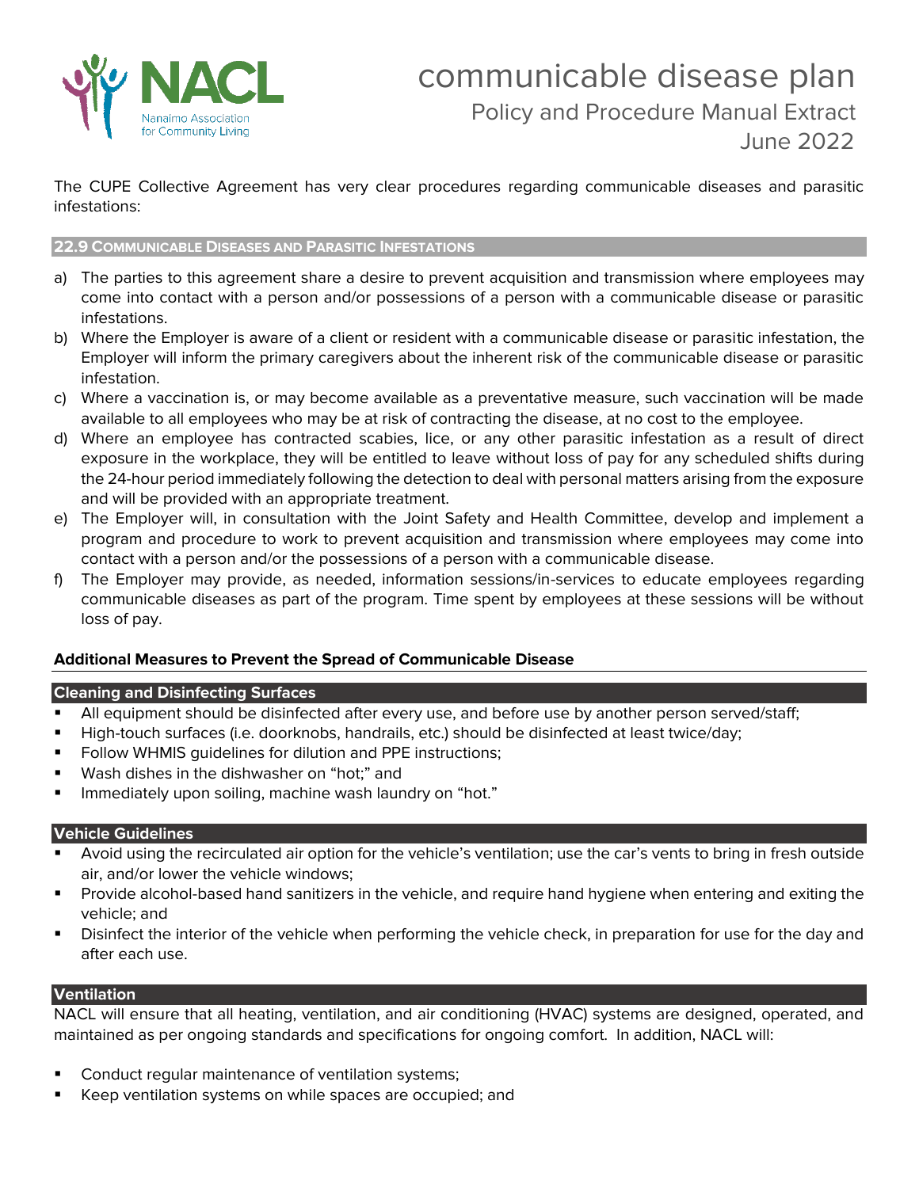The CUPE Collective Agreement has very clear procedures regarding communicable diseases and parasitic infestations:

### 22.9 Communicable Diseases and Parasitic Infestations

a) The parties to this agreement share a desire to prevent acquisition and transmission where employees may come into contact with a person and/or possessions of a person with a communicable disease or parasitic infestations.

b) Where the Employer is aware of a client or resident with a communicable disease or parasitic infestation, the Employer will inform the primary caregivers about the inherent risk of the communicable disease or parasitic infestation.

c) Where a vaccination is, or may become available as a preventative measure, such vaccination will be made available to all employees who may be at risk of contracting the disease, at no cost to the employee.

d) Where an employee has contracted scabies, lice, or any other parasitic infestation as a result of direct exposure in the workplace, they will be entitled to leave without loss of pay for any scheduled shifts during the 24-hour period immediately following the detection to deal with personal matters arising from the exposure and will be provided with an appropriate treatment.

e) The Employer will, in consultation with the Joint Safety and Health Committee, develop and implement a program and procedure to work to prevent acquisition and transmission where employees may come into contact with a person and/or the possessions of a person with a communicable disease.

f) The Employer may provide, as needed, information sessions/in-services to educate employees regarding communicable diseases as part of the program. Time spent by employees at these sessions will be without loss of pay.

## Additional Measures to Prevent the Spread of Communicable Disease

### Cleaning and Disinfecting Surfaces

- All equipment should be disinfected after every use, and before use by another person served/staff;
- High-touch surfaces (i.e. doorknobs, handrails, etc.) should be disinfected at least twice/day;
- Follow WHMIS guidelines for dilution and PPE instructions;
- Wash dishes in the dishwasher on "hot;" and
- Immediately upon soiling, machine wash laundry on "hot."

### Vehicle Guidelines

- Avoid using the recirculated air option for the vehicle's ventilation; use the car's vents to bring in fresh outside air, and/or lower the vehicle windows;
- Provide alcohol-based hand sanitizers in the vehicle, and require hand hygiene when entering and exiting the vehicle; and
- Disinfect the interior of the vehicle when performing the vehicle check, in preparation for use for the day and after each use.

### Ventilation

NACL will ensure that all heating, ventilation, and air conditioning (HVAC) systems are designed, operated, and maintained as per ongoing standards and specifications for ongoing comfort. In addition, NACL will:

- Conduct regular maintenance of ventilation systems;
- Keep ventilation systems on while spaces are occupied; and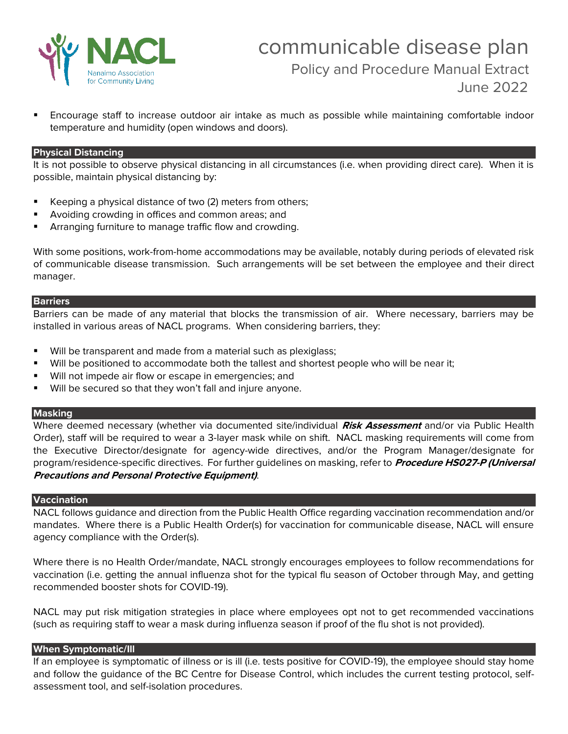- Encourage staff to increase outdoor air intake as much as possible while maintaining comfortable indoor temperature and humidity (open windows and doors).

## Physical Distancing

It is not possible to observe physical distancing in all circumstances (i.e. when providing direct care). When it is possible, maintain physical distancing by:

- Keeping a physical distance of two (2) meters from others;
- Avoiding crowding in offices and common areas; and
- Arranging furniture to manage traffic flow and crowding.

With some positions, work-from-home accommodations may be available, notably during periods of elevated risk of communicable disease transmission. Such arrangements will be set between the employee and their direct manager.

## Barriers

Barriers can be made of any material that blocks the transmission of air. Where necessary, barriers may be installed in various areas of NACL programs. When considering barriers, they:

- Will be transparent and made from a material such as plexiglass;
- Will be positioned to accommodate both the tallest and shortest people who will be near it;
- Will not impede air flow or escape in emergencies; and
- Will be secured so that they won't fall and injure anyone.

## Masking

Where deemed necessary (whether via documented site/individual ***Risk Assessment*** and/or via Public Health Order), staff will be required to wear a 3-layer mask while on shift. NACL masking requirements will come from the Executive Director/designate for agency-wide directives, and/or the Program Manager/designate for program/residence-specific directives. For further guidelines on masking, refer to ***Procedure HS027-P (Universal Precautions and Personal Protective Equipment)***.

## Vaccination

NACL follows guidance and direction from the Public Health Office regarding vaccination recommendation and/or mandates. Where there is a Public Health Order(s) for vaccination for communicable disease, NACL will ensure agency compliance with the Order(s).

Where there is no Health Order/mandate, NACL strongly encourages employees to follow recommendations for vaccination (i.e. getting the annual influenza shot for the typical flu season of October through May, and getting recommended booster shots for COVID-19).

NACL may put risk mitigation strategies in place where employees opt not to get recommended vaccinations (such as requiring staff to wear a mask during influenza season if proof of the flu shot is not provided).

## When Symptomatic/Ill

If an employee is symptomatic of illness or is ill (i.e. tests positive for COVID-19), the employee should stay home and follow the guidance of the BC Centre for Disease Control, which includes the current testing protocol, self-assessment tool, and self-isolation procedures.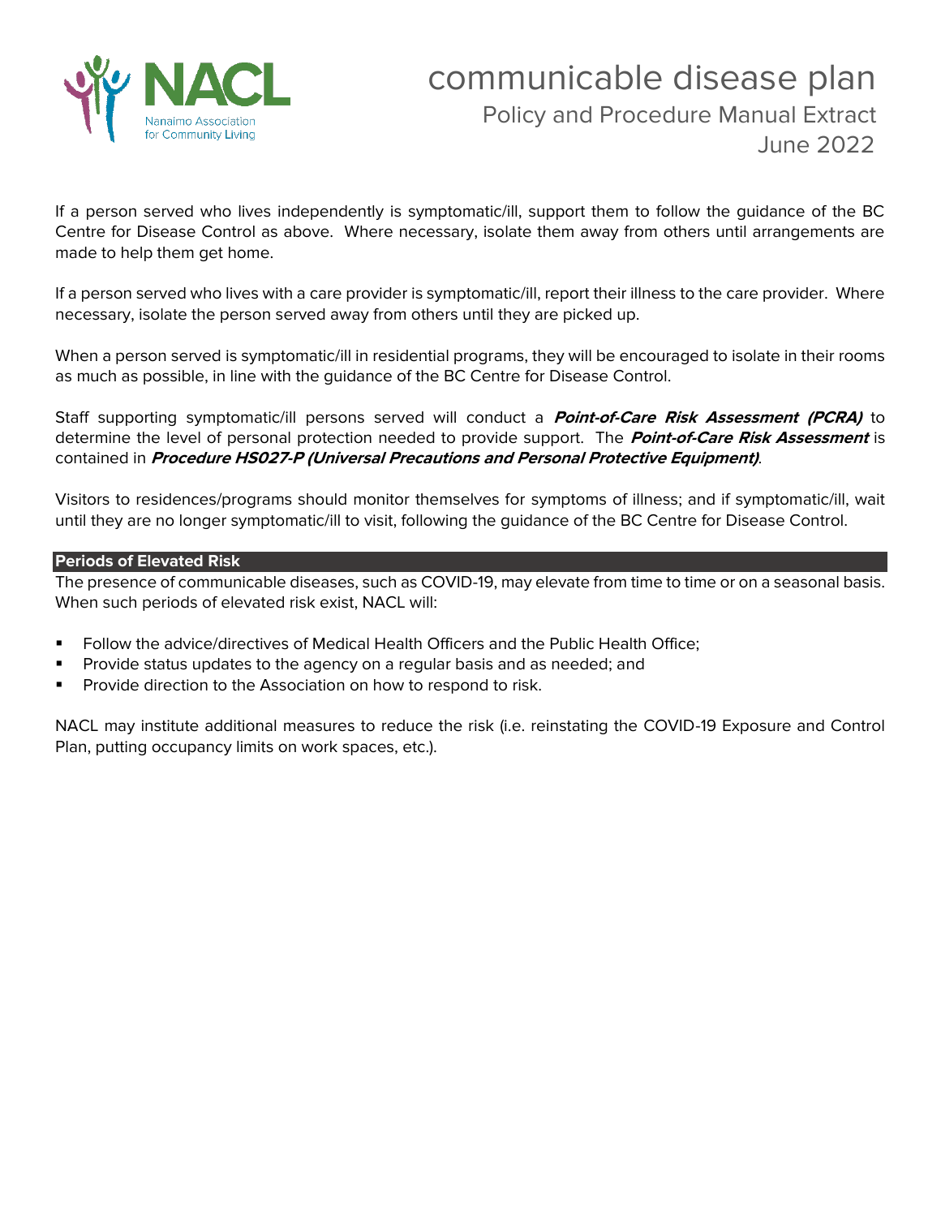If a person served who lives independently is symptomatic/ill, support them to follow the guidance of the BC Centre for Disease Control as above. Where necessary, isolate them away from others until arrangements are made to help them get home.

If a person served who lives with a care provider is symptomatic/ill, report their illness to the care provider. Where necessary, isolate the person served away from others until they are picked up.

When a person served is symptomatic/ill in residential programs, they will be encouraged to isolate in their rooms as much as possible, in line with the guidance of the BC Centre for Disease Control.

Staff supporting symptomatic/ill persons served will conduct a ***Point-of-Care Risk Assessment (PCRA)*** to determine the level of personal protection needed to provide support. The ***Point-of-Care Risk Assessment*** is contained in ***Procedure HS027-P (Universal Precautions and Personal Protective Equipment)***.

Visitors to residences/programs should monitor themselves for symptoms of illness; and if symptomatic/ill, wait until they are no longer symptomatic/ill to visit, following the guidance of the BC Centre for Disease Control.

### Periods of Elevated Risk

The presence of communicable diseases, such as COVID-19, may elevate from time to time or on a seasonal basis. When such periods of elevated risk exist, NACL will:

- Follow the advice/directives of Medical Health Officers and the Public Health Office;
- Provide status updates to the agency on a regular basis and as needed; and
- Provide direction to the Association on how to respond to risk.

NACL may institute additional measures to reduce the risk (i.e. reinstating the COVID-19 Exposure and Control Plan, putting occupancy limits on work spaces, etc.).